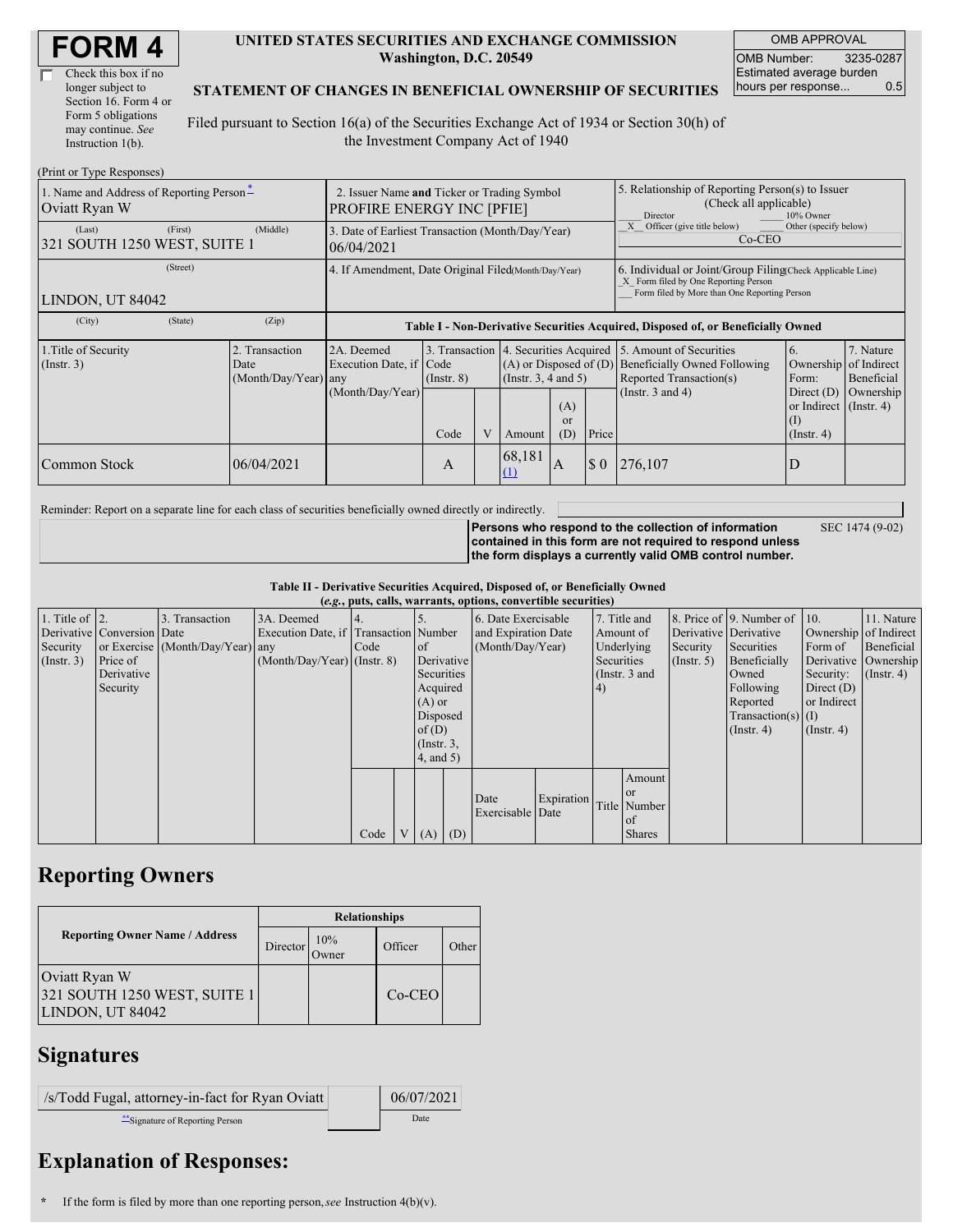# FORM 4

☐ Check this box if no longer subject to Section 16. Form 4 or Form 5 obligations may continue. *See* Instruction 1(b).

**UNITED STATES SECURITIES AND EXCHANGE COMMISSION**
**Washington, D.C. 20549**

**STATEMENT OF CHANGES IN BENEFICIAL OWNERSHIP OF SECURITIES**

Filed pursuant to Section 16(a) of the Securities Exchange Act of 1934 or Section 30(h) of the Investment Company Act of 1940

| OMB APPROVAL | |
|---|---|
| OMB Number: | 3235-0287 |
| Estimated average burden hours per response... | 0.5 |

(Print or Type Responses)

| 1. Name and Address of Reporting Person * | 2. Issuer Name **and** Ticker or Trading Symbol | 5. Relationship of Reporting Person(s) to Issuer (Check all applicable) |
|---|---|---|
| Oviatt Ryan W | PROFIRE ENERGY INC [PFIE] | ___ Director ___ 10% Owner |
| (Last) (First) (Middle) 321 SOUTH 1250 WEST, SUITE 1 | 3. Date of Earliest Transaction (Month/Day/Year) 06/04/2021 | _X_ Officer (give title below) ___ Other (specify below) Co-CEO |
| (Street) LINDON, UT 84042 | 4. If Amendment, Date Original Filed(Month/Day/Year) | 6. Individual or Joint/Group Filing(Check Applicable Line) _X_ Form filed by One Reporting Person ___ Form filed by More than One Reporting Person |
| (City) (State) (Zip) | | |

**Table I - Non-Derivative Securities Acquired, Disposed of, or Beneficially Owned**

| 1.Title of Security (Instr. 3) | 2. Transaction Date (Month/Day/Year) | 2A. Deemed Execution Date, if any (Month/Day/Year) | 3. Transaction Code (Instr. 8) Code | V | 4. Securities Acquired (A) or Disposed of (D) (Instr. 3, 4 and 5) Amount | (A) or (D) | Price | 5. Amount of Securities Beneficially Owned Following Reported Transaction(s) (Instr. 3 and 4) | 6. Ownership Form: Direct (D) or Indirect (I) (Instr. 4) | 7. Nature of Indirect Beneficial Ownership (Instr. 4) |
|---|---|---|---|---|---|---|---|---|---|---|
| Common Stock | 06/04/2021 | | A | | 68,181 (1) | A | $ 0 | 276,107 | D | |

Reminder: Report on a separate line for each class of securities beneficially owned directly or indirectly.

**Persons who respond to the collection of information contained in this form are not required to respond unless the form displays a currently valid OMB control number.** SEC 1474 (9-02)

**Table II - Derivative Securities Acquired, Disposed of, or Beneficially Owned**
**(*e.g.*, puts, calls, warrants, options, convertible securities)**

| 1. Title of Derivative Security (Instr. 3) | 2. Conversion or Exercise Price of Derivative Security | 3. Transaction Date (Month/Day/Year) | 3A. Deemed Execution Date, if any (Month/Day/Year) | 4. Transaction Code (Instr. 8) Code | V | 5. Number of Derivative Securities Acquired (A) or Disposed of (D) (Instr. 3, 4, and 5) (A) | (D) | 6. Date Exercisable and Expiration Date (Month/Day/Year) Date Exercisable | Expiration Date | 7. Title and Amount of Underlying Securities (Instr. 3 and 4) Title | Amount or Number of Shares | 8. Price of Derivative Security (Instr. 5) | 9. Number of Derivative Securities Beneficially Owned Following Reported Transaction(s) (Instr. 4) | 10. Ownership Form of Derivative Security: Direct (D) or Indirect (I) (Instr. 4) | 11. Nature of Indirect Beneficial Ownership (Instr. 4) |
|---|---|---|---|---|---|---|---|---|---|---|---|---|---|---|---|

## Reporting Owners

| Reporting Owner Name / Address | Director | 10% Owner | Officer | Other |
|---|---|---|---|---|
| Oviatt Ryan W 321 SOUTH 1250 WEST, SUITE 1 LINDON, UT 84042 | | | Co-CEO | |

## Signatures

| /s/Todd Fugal, attorney-in-fact for Ryan Oviatt | 06/07/2021 |
|---|---|
| ** Signature of Reporting Person | Date |

## Explanation of Responses:

\* If the form is filed by more than one reporting person, *see* Instruction 4(b)(v).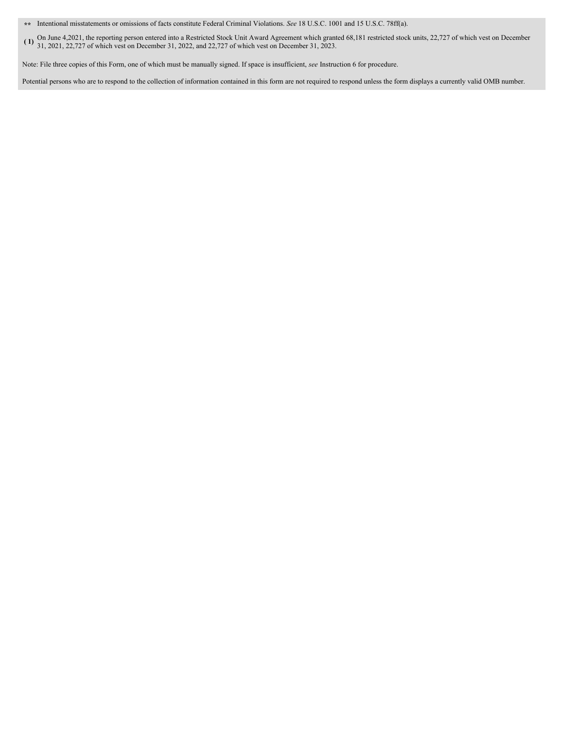** Intentional misstatements or omissions of facts constitute Federal Criminal Violations. *See* 18 U.S.C. 1001 and 15 U.S.C. 78ff(a).

(1) On June 4,2021, the reporting person entered into a Restricted Stock Unit Award Agreement which granted 68,181 restricted stock units, 22,727 of which vest on December 31, 2021, 22,727 of which vest on December 31, 2022, and 22,727 of which vest on December 31, 2023.

Note: File three copies of this Form, one of which must be manually signed. If space is insufficient, *see* Instruction 6 for procedure.

Potential persons who are to respond to the collection of information contained in this form are not required to respond unless the form displays a currently valid OMB number.